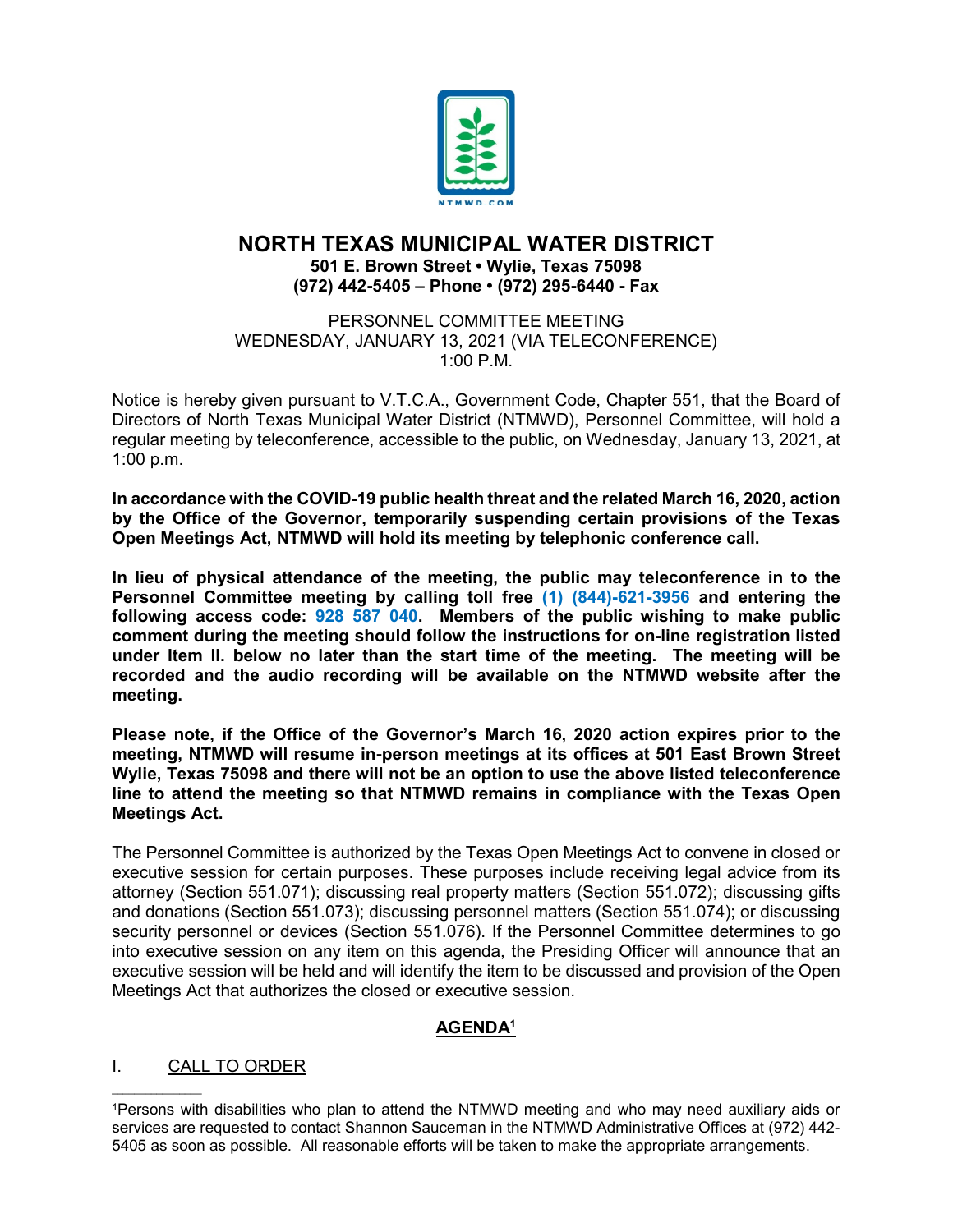# NORTH TEXAS MUNICIPAL WATER DISTRICT

**501 E. Brown Street • Wylie, Texas 75098**
**(972) 442-5405 – Phone • (972) 295-6440 - Fax**

PERSONNEL COMMITTEE MEETING
WEDNESDAY, JANUARY 13, 2021 (VIA TELECONFERENCE)
1:00 P.M.

Notice is hereby given pursuant to V.T.C.A., Government Code, Chapter 551, that the Board of Directors of North Texas Municipal Water District (NTMWD), Personnel Committee, will hold a regular meeting by teleconference, accessible to the public, on Wednesday, January 13, 2021, at 1:00 p.m.

**In accordance with the COVID-19 public health threat and the related March 16, 2020, action by the Office of the Governor, temporarily suspending certain provisions of the Texas Open Meetings Act, NTMWD will hold its meeting by telephonic conference call.**

**In lieu of physical attendance of the meeting, the public may teleconference in to the Personnel Committee meeting by calling toll free (1) (844)-621-3956 and entering the following access code: 928 587 040. Members of the public wishing to make public comment during the meeting should follow the instructions for on-line registration listed under Item II. below no later than the start time of the meeting. The meeting will be recorded and the audio recording will be available on the NTMWD website after the meeting.**

**Please note, if the Office of the Governor's March 16, 2020 action expires prior to the meeting, NTMWD will resume in-person meetings at its offices at 501 East Brown Street Wylie, Texas 75098 and there will not be an option to use the above listed teleconference line to attend the meeting so that NTMWD remains in compliance with the Texas Open Meetings Act.**

The Personnel Committee is authorized by the Texas Open Meetings Act to convene in closed or executive session for certain purposes. These purposes include receiving legal advice from its attorney (Section 551.071); discussing real property matters (Section 551.072); discussing gifts and donations (Section 551.073); discussing personnel matters (Section 551.074); or discussing security personnel or devices (Section 551.076). If the Personnel Committee determines to go into executive session on any item on this agenda, the Presiding Officer will announce that an executive session will be held and will identify the item to be discussed and provision of the Open Meetings Act that authorizes the closed or executive session.

## AGENDA[1]

I. CALL TO ORDER

---

[1]Persons with disabilities who plan to attend the NTMWD meeting and who may need auxiliary aids or services are requested to contact Shannon Sauceman in the NTMWD Administrative Offices at (972) 442-5405 as soon as possible. All reasonable efforts will be taken to make the appropriate arrangements.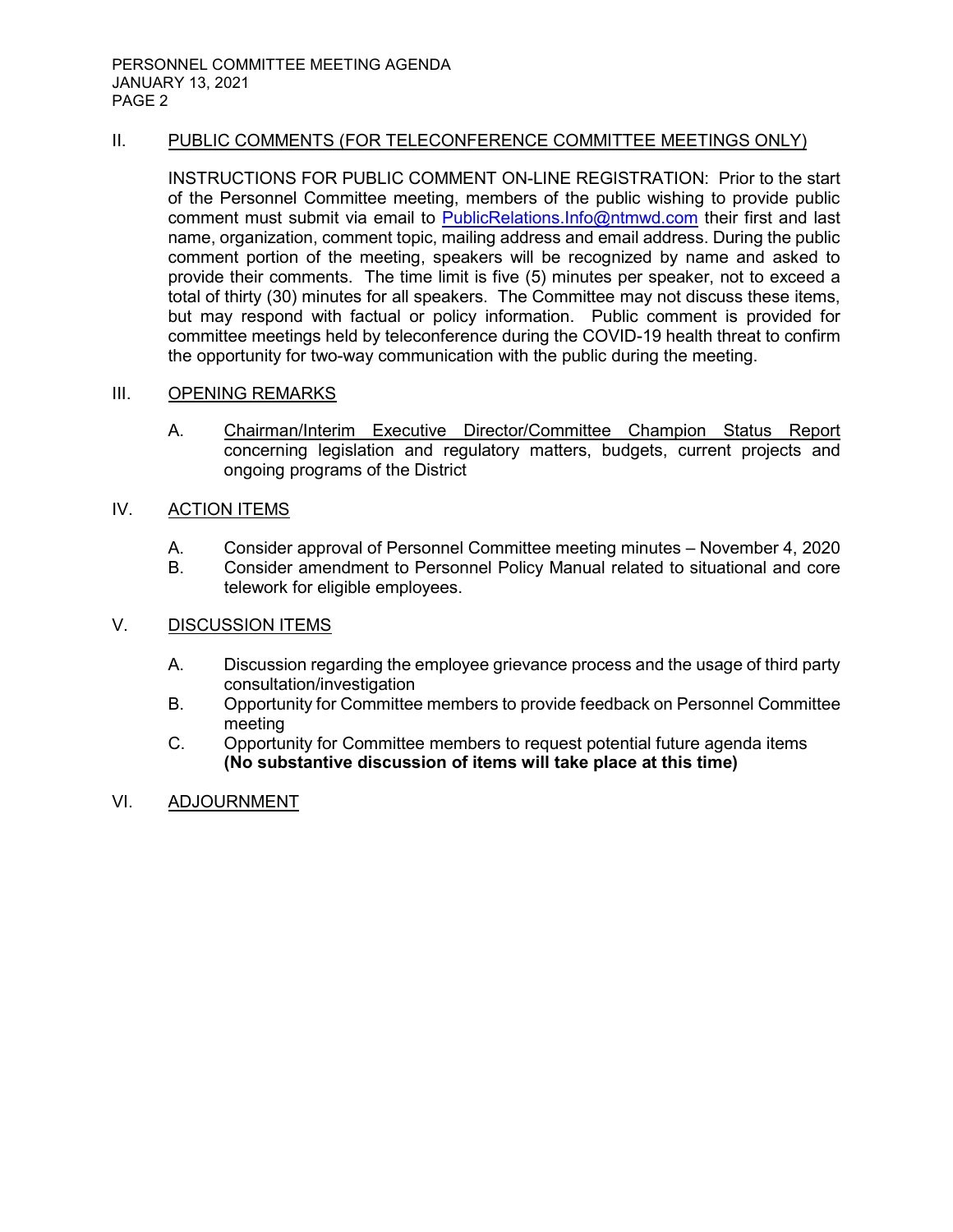## II. PUBLIC COMMENTS (FOR TELECONFERENCE COMMITTEE MEETINGS ONLY)

INSTRUCTIONS FOR PUBLIC COMMENT ON-LINE REGISTRATION: Prior to the start of the Personnel Committee meeting, members of the public wishing to provide public comment must submit via email to PublicRelations.Info@ntmwd.com their first and last name, organization, comment topic, mailing address and email address. During the public comment portion of the meeting, speakers will be recognized by name and asked to provide their comments. The time limit is five (5) minutes per speaker, not to exceed a total of thirty (30) minutes for all speakers. The Committee may not discuss these items, but may respond with factual or policy information. Public comment is provided for committee meetings held by teleconference during the COVID-19 health threat to confirm the opportunity for two-way communication with the public during the meeting.

## III. OPENING REMARKS

A. Chairman/Interim Executive Director/Committee Champion Status Report concerning legislation and regulatory matters, budgets, current projects and ongoing programs of the District

## IV. ACTION ITEMS

A. Consider approval of Personnel Committee meeting minutes – November 4, 2020

B. Consider amendment to Personnel Policy Manual related to situational and core telework for eligible employees.

## V. DISCUSSION ITEMS

A. Discussion regarding the employee grievance process and the usage of third party consultation/investigation

B. Opportunity for Committee members to provide feedback on Personnel Committee meeting

C. Opportunity for Committee members to request potential future agenda items **(No substantive discussion of items will take place at this time)**

## VI. ADJOURNMENT